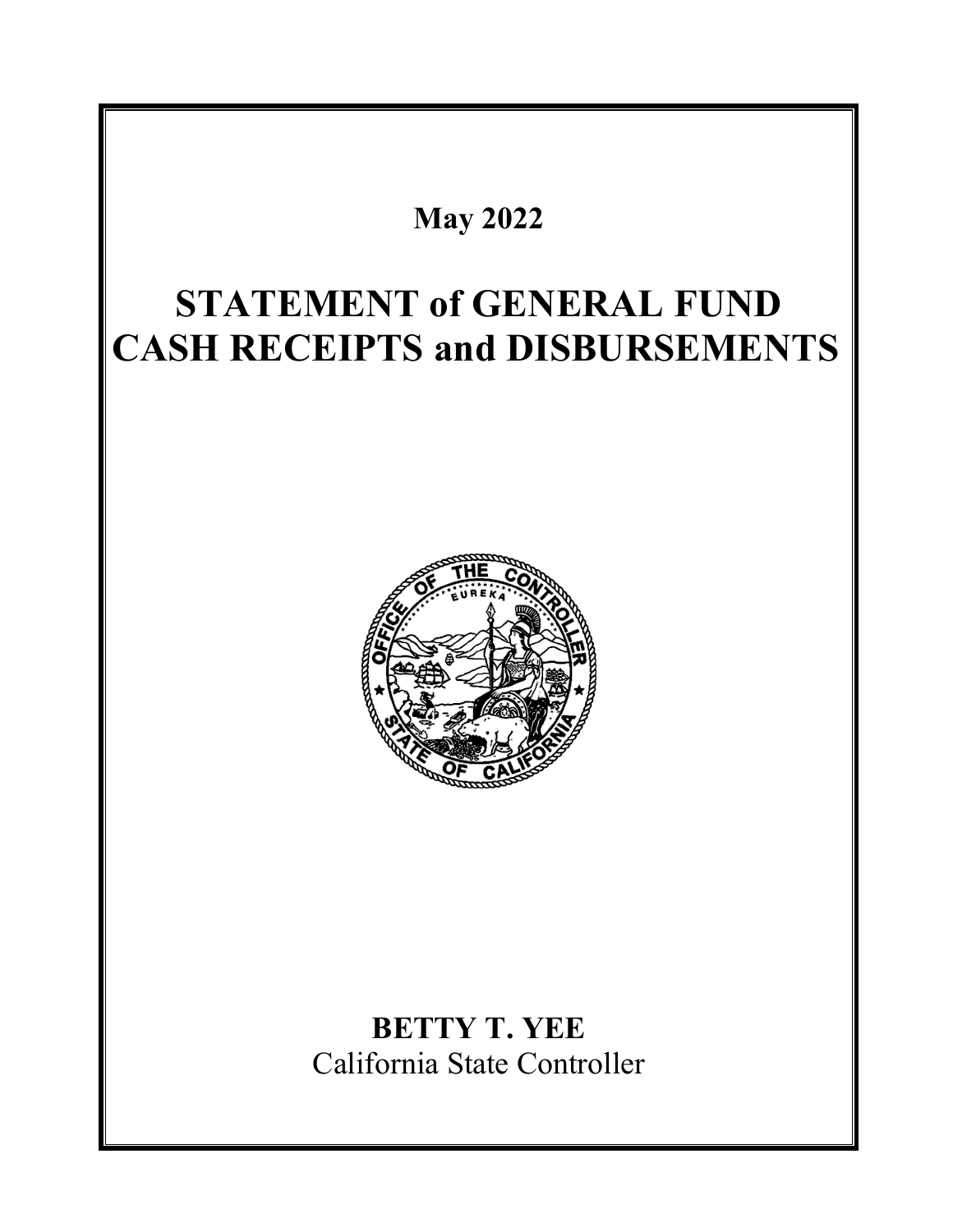**May 2022**

# STATEMENT of GENERAL FUND CASH RECEIPTS and DISBURSEMENTS

**BETTY T. YEE**
California State Controller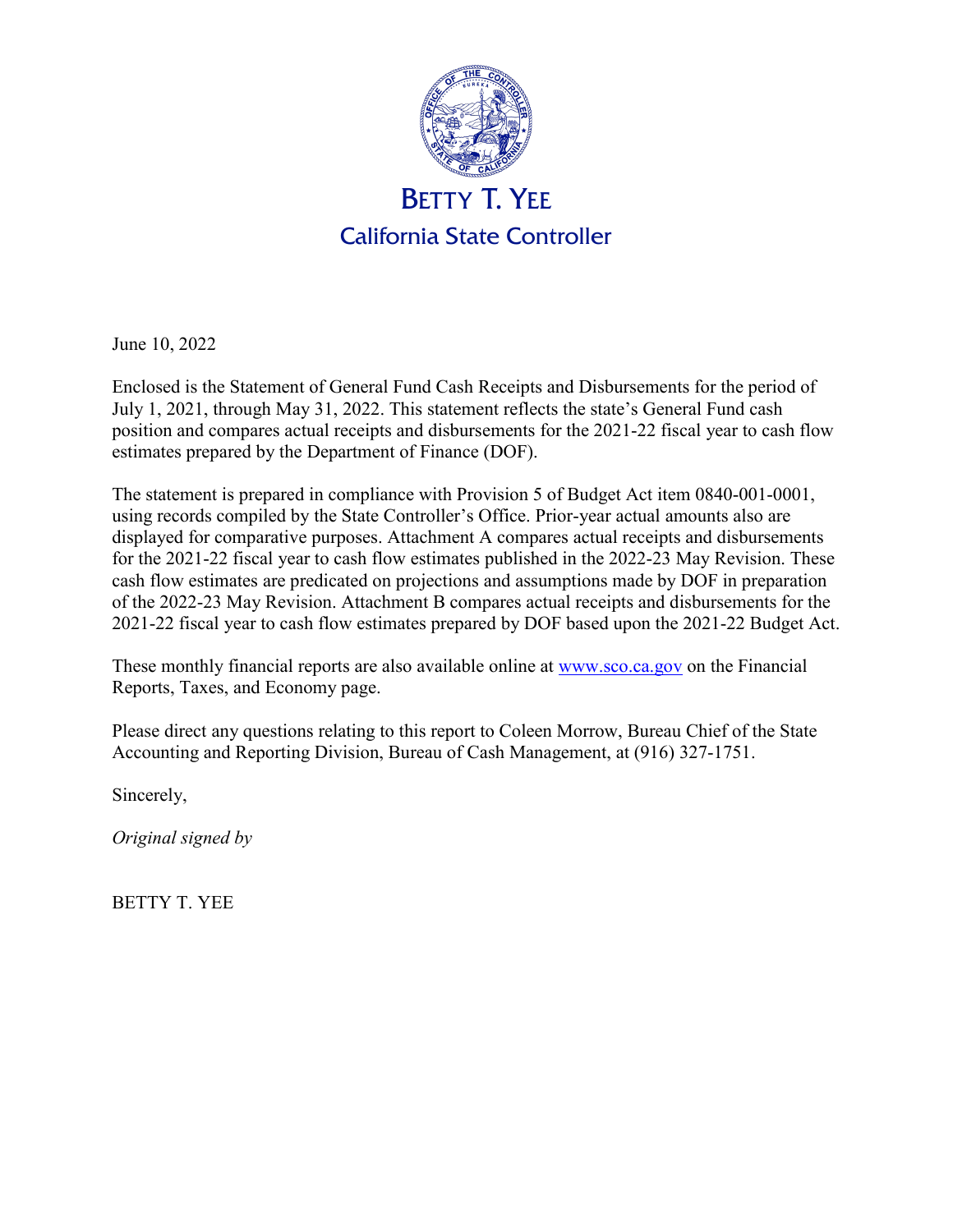# BETTY T. YEE

## California State Controller

June 10, 2022

Enclosed is the Statement of General Fund Cash Receipts and Disbursements for the period of July 1, 2021, through May 31, 2022. This statement reflects the state's General Fund cash position and compares actual receipts and disbursements for the 2021-22 fiscal year to cash flow estimates prepared by the Department of Finance (DOF).

The statement is prepared in compliance with Provision 5 of Budget Act item 0840-001-0001, using records compiled by the State Controller's Office. Prior-year actual amounts also are displayed for comparative purposes. Attachment A compares actual receipts and disbursements for the 2021-22 fiscal year to cash flow estimates published in the 2022-23 May Revision. These cash flow estimates are predicated on projections and assumptions made by DOF in preparation of the 2022-23 May Revision. Attachment B compares actual receipts and disbursements for the 2021-22 fiscal year to cash flow estimates prepared by DOF based upon the 2021-22 Budget Act.

These monthly financial reports are also available online at [www.sco.ca.gov](http://www.sco.ca.gov) on the Financial Reports, Taxes, and Economy page.

Please direct any questions relating to this report to Coleen Morrow, Bureau Chief of the State Accounting and Reporting Division, Bureau of Cash Management, at (916) 327-1751.

Sincerely,

*Original signed by*

BETTY T. YEE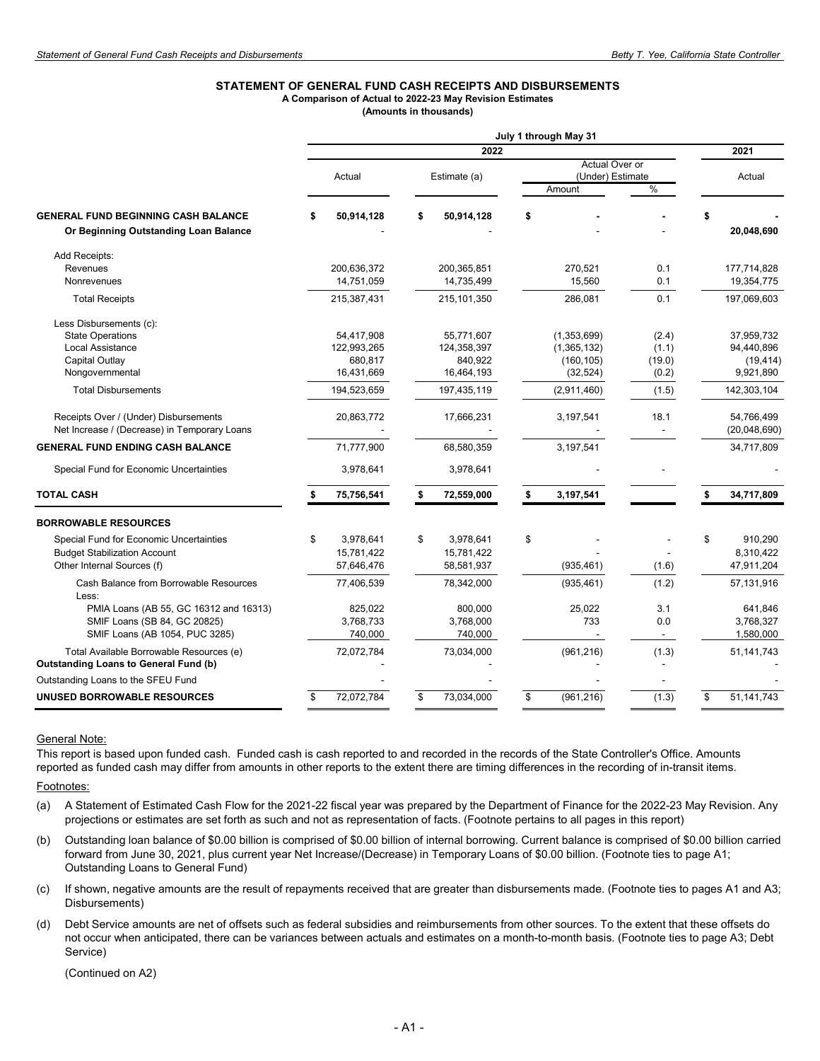**STATEMENT OF GENERAL FUND CASH RECEIPTS AND DISBURSEMENTS**
**A Comparison of Actual to 2022-23 May Revision Estimates**
**(Amounts in thousands)**

| | July 1 through May 31 | | | | |
|---|---|---|---|---|---|
| | 2022 | | | | 2021 |
| | Actual | Estimate (a) | Actual Over or (Under) Estimate Amount | % | Actual |
| **GENERAL FUND BEGINNING CASH BALANCE** | **$ 50,914,128** | **$ 50,914,128** | **$ -** | **-** | **$ -** |
| **Or Beginning Outstanding Loan Balance** | - | - | - | - | **20,048,690** |
| Add Receipts: | | | | | |
| Revenues | 200,636,372 | 200,365,851 | 270,521 | 0.1 | 177,714,828 |
| Nonrevenues | 14,751,059 | 14,735,499 | 15,560 | 0.1 | 19,354,775 |
| Total Receipts | 215,387,431 | 215,101,350 | 286,081 | 0.1 | 197,069,603 |
| Less Disbursements (c): | | | | | |
| State Operations | 54,417,908 | 55,771,607 | (1,353,699) | (2.4) | 37,959,732 |
| Local Assistance | 122,993,265 | 124,358,397 | (1,365,132) | (1.1) | 94,440,896 |
| Capital Outlay | 680,817 | 840,922 | (160,105) | (19.0) | (19,414) |
| Nongovernmental | 16,431,669 | 16,464,193 | (32,524) | (0.2) | 9,921,890 |
| Total Disbursements | 194,523,659 | 197,435,119 | (2,911,460) | (1.5) | 142,303,104 |
| Receipts Over / (Under) Disbursements | 20,863,772 | 17,666,231 | 3,197,541 | 18.1 | 54,766,499 |
| Net Increase / (Decrease) in Temporary Loans | - | - | - | - | (20,048,690) |
| **GENERAL FUND ENDING CASH BALANCE** | 71,777,900 | 68,580,359 | 3,197,541 | | 34,717,809 |
| Special Fund for Economic Uncertainties | 3,978,641 | 3,978,641 | - | - | - |
| **TOTAL CASH** | **$ 75,756,541** | **$ 72,559,000** | **$ 3,197,541** | | **$ 34,717,809** |
| **BORROWABLE RESOURCES** | | | | | |
| Special Fund for Economic Uncertainties | $ 3,978,641 | $ 3,978,641 | $ - | - | $ 910,290 |
| Budget Stabilization Account | 15,781,422 | 15,781,422 | - | - | 8,310,422 |
| Other Internal Sources (f) | 57,646,476 | 58,581,937 | (935,461) | (1.6) | 47,911,204 |
| Cash Balance from Borrowable Resources | 77,406,539 | 78,342,000 | (935,461) | (1.2) | 57,131,916 |
| Less: | | | | | |
| PMIA Loans (AB 55, GC 16312 and 16313) | 825,022 | 800,000 | 25,022 | 3.1 | 641,846 |
| SMIF Loans (SB 84, GC 20825) | 3,768,733 | 3,768,000 | 733 | 0.0 | 3,768,327 |
| SMIF Loans (AB 1054, PUC 3285) | 740,000 | 740,000 | - | - | 1,580,000 |
| Total Available Borrowable Resources (e) | 72,072,784 | 73,034,000 | (961,216) | (1.3) | 51,141,743 |
| **Outstanding Loans to General Fund (b)** | - | - | - | - | - |
| Outstanding Loans to the SFEU Fund | - | - | - | - | - |
| **UNUSED BORROWABLE RESOURCES** | $ 72,072,784 | $ 73,034,000 | $ (961,216) | (1.3) | $ 51,141,743 |

General Note:

This report is based upon funded cash. Funded cash is cash reported to and recorded in the records of the State Controller's Office. Amounts reported as funded cash may differ from amounts in other reports to the extent there are timing differences in the recording of in-transit items.

Footnotes:

(a) A Statement of Estimated Cash Flow for the 2021-22 fiscal year was prepared by the Department of Finance for the 2022-23 May Revision. Any projections or estimates are set forth as such and not as representation of facts. (Footnote pertains to all pages in this report)

(b) Outstanding loan balance of $0.00 billion is comprised of $0.00 billion of internal borrowing. Current balance is comprised of $0.00 billion carried forward from June 30, 2021, plus current year Net Increase/(Decrease) in Temporary Loans of $0.00 billion. (Footnote ties to page A1; Outstanding Loans to General Fund)

(c) If shown, negative amounts are the result of repayments received that are greater than disbursements made. (Footnote ties to pages A1 and A3; Disbursements)

(d) Debt Service amounts are net of offsets such as federal subsidies and reimbursements from other sources. To the extent that these offsets do not occur when anticipated, there can be variances between actuals and estimates on a month-to-month basis. (Footnote ties to page A3; Debt Service)

(Continued on A2)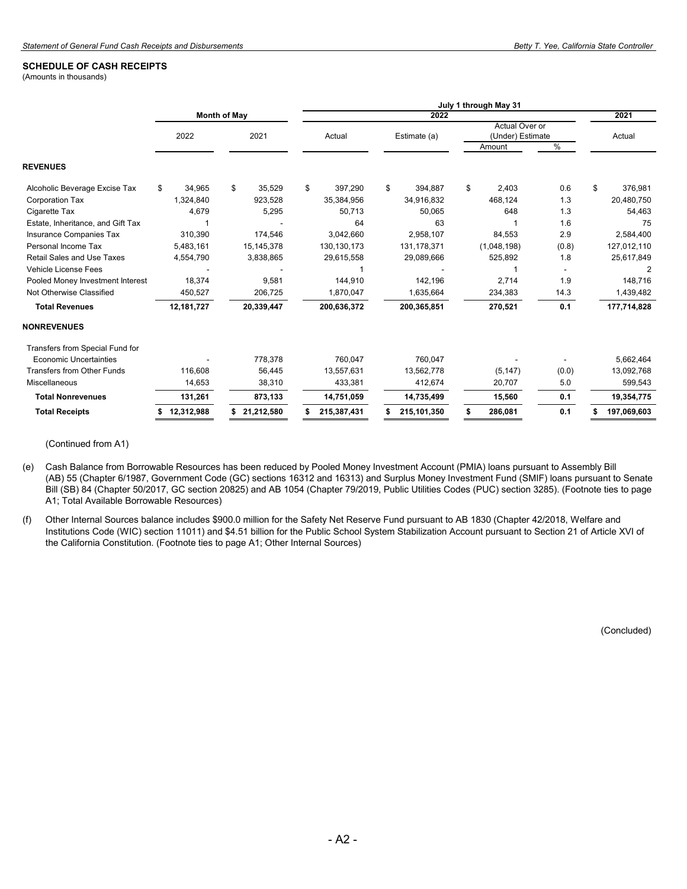## SCHEDULE OF CASH RECEIPTS

(Amounts in thousands)

| | Month of May | | July 1 through May 31 | | | | |
|---|---|---|---|---|---|---|---|
| | | | 2022 | | | | 2021 |
| | 2022 | 2021 | Actual | Estimate (a) | Actual Over or (Under) Estimate | | Actual |
| | | | | | Amount | % | |
| **REVENUES** | | | | | | | |
| Alcoholic Beverage Excise Tax | $ 34,965 | $ 35,529 | $ 397,290 | $ 394,887 | $ 2,403 | 0.6 | $ 376,981 |
| Corporation Tax | 1,324,840 | 923,528 | 35,384,956 | 34,916,832 | 468,124 | 1.3 | 20,480,750 |
| Cigarette Tax | 4,679 | 5,295 | 50,713 | 50,065 | 648 | 1.3 | 54,463 |
| Estate, Inheritance, and Gift Tax | 1 | - | 64 | 63 | 1 | 1.6 | 75 |
| Insurance Companies Tax | 310,390 | 174,546 | 3,042,660 | 2,958,107 | 84,553 | 2.9 | 2,584,400 |
| Personal Income Tax | 5,483,161 | 15,145,378 | 130,130,173 | 131,178,371 | (1,048,198) | (0.8) | 127,012,110 |
| Retail Sales and Use Taxes | 4,554,790 | 3,838,865 | 29,615,558 | 29,089,666 | 525,892 | 1.8 | 25,617,849 |
| Vehicle License Fees | - | - | 1 | - | 1 | - | 2 |
| Pooled Money Investment Interest | 18,374 | 9,581 | 144,910 | 142,196 | 2,714 | 1.9 | 148,716 |
| Not Otherwise Classified | 450,527 | 206,725 | 1,870,047 | 1,635,664 | 234,383 | 14.3 | 1,439,482 |
| **Total Revenues** | **12,181,727** | **20,339,447** | **200,636,372** | **200,365,851** | **270,521** | **0.1** | **177,714,828** |
| **NONREVENUES** | | | | | | | |
| Transfers from Special Fund for Economic Uncertainties | - | 778,378 | 760,047 | 760,047 | - | - | 5,662,464 |
| Transfers from Other Funds | 116,608 | 56,445 | 13,557,631 | 13,562,778 | (5,147) | (0.0) | 13,092,768 |
| Miscellaneous | 14,653 | 38,310 | 433,381 | 412,674 | 20,707 | 5.0 | 599,543 |
| **Total Nonrevenues** | **131,261** | **873,133** | **14,751,059** | **14,735,499** | **15,560** | **0.1** | **19,354,775** |
| **Total Receipts** | **$ 12,312,988** | **$ 21,212,580** | **$ 215,387,431** | **$ 215,101,350** | **$ 286,081** | **0.1** | **$ 197,069,603** |

(Continued from A1)

(e) Cash Balance from Borrowable Resources has been reduced by Pooled Money Investment Account (PMIA) loans pursuant to Assembly Bill (AB) 55 (Chapter 6/1987, Government Code (GC) sections 16312 and 16313) and Surplus Money Investment Fund (SMIF) loans pursuant to Senate Bill (SB) 84 (Chapter 50/2017, GC section 20825) and AB 1054 (Chapter 79/2019, Public Utilities Codes (PUC) section 3285). (Footnote ties to page A1; Total Available Borrowable Resources)

(f) Other Internal Sources balance includes $900.0 million for the Safety Net Reserve Fund pursuant to AB 1830 (Chapter 42/2018, Welfare and Institutions Code (WIC) section 11011) and $4.51 billion for the Public School System Stabilization Account pursuant to Section 21 of Article XVI of the California Constitution. (Footnote ties to page A1; Other Internal Sources)

(Concluded)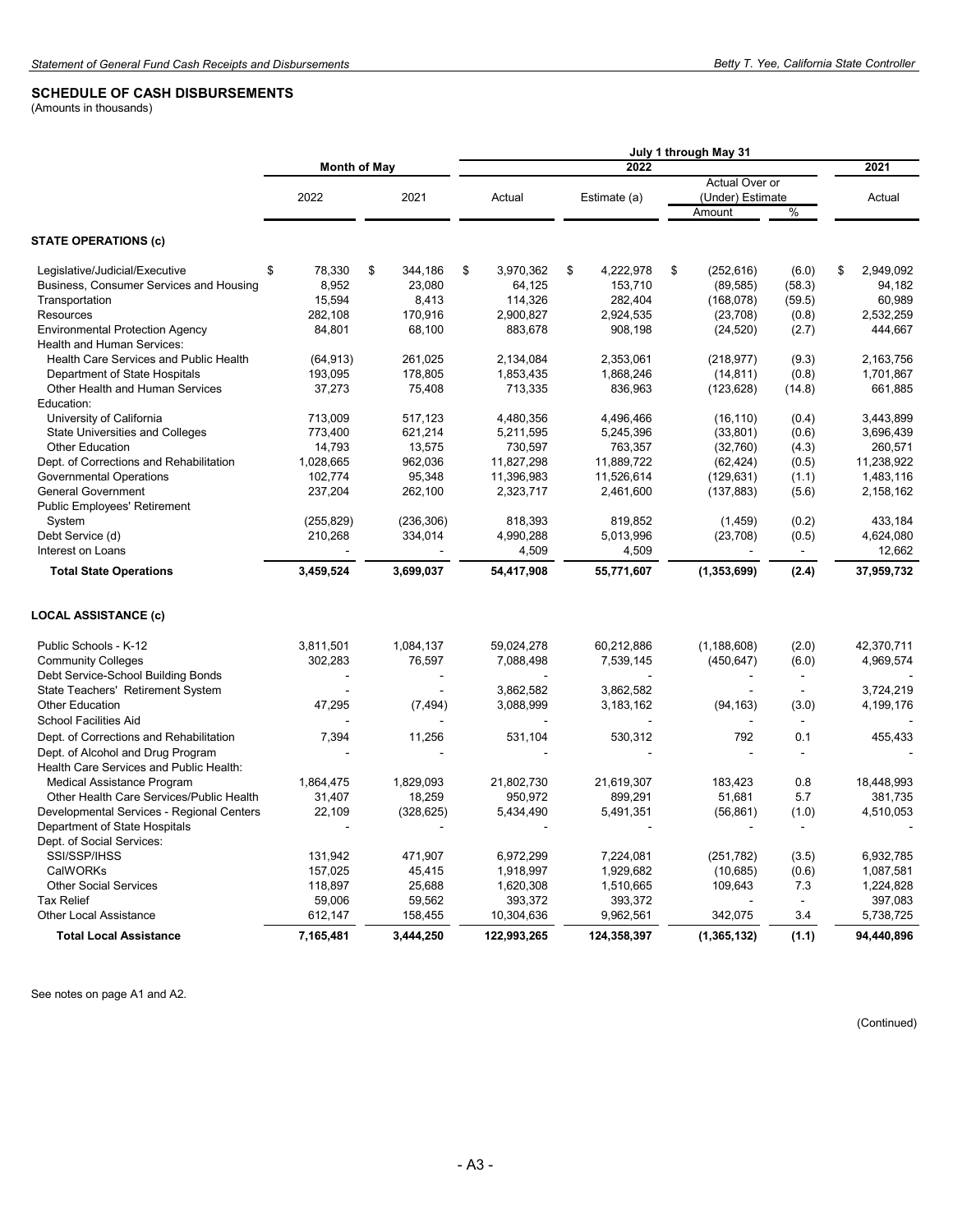## SCHEDULE OF CASH DISBURSEMENTS

(Amounts in thousands)

| | Month of May | | July 1 through May 31 | | | | |
|---|---|---|---|---|---|---|---|
| | | | 2022 | | | | 2021 |
| | 2022 | 2021 | Actual | Estimate (a) | Actual Over or (Under) Estimate Amount | % | Actual |
| **STATE OPERATIONS (c)** | | | | | | | |
| Legislative/Judicial/Executive | $ 78,330 | $ 344,186 | $ 3,970,362 | $ 4,222,978 | $ (252,616) | (6.0) | $ 2,949,092 |
| Business, Consumer Services and Housing | 8,952 | 23,080 | 64,125 | 153,710 | (89,585) | (58.3) | 94,182 |
| Transportation | 15,594 | 8,413 | 114,326 | 282,404 | (168,078) | (59.5) | 60,989 |
| Resources | 282,108 | 170,916 | 2,900,827 | 2,924,535 | (23,708) | (0.8) | 2,532,259 |
| Environmental Protection Agency | 84,801 | 68,100 | 883,678 | 908,198 | (24,520) | (2.7) | 444,667 |
| Health and Human Services: | | | | | | | |
| Health Care Services and Public Health | (64,913) | 261,025 | 2,134,084 | 2,353,061 | (218,977) | (9.3) | 2,163,756 |
| Department of State Hospitals | 193,095 | 178,805 | 1,853,435 | 1,868,246 | (14,811) | (0.8) | 1,701,867 |
| Other Health and Human Services | 37,273 | 75,408 | 713,335 | 836,963 | (123,628) | (14.8) | 661,885 |
| Education: | | | | | | | |
| University of California | 713,009 | 517,123 | 4,480,356 | 4,496,466 | (16,110) | (0.4) | 3,443,899 |
| State Universities and Colleges | 773,400 | 621,214 | 5,211,595 | 5,245,396 | (33,801) | (0.6) | 3,696,439 |
| Other Education | 14,793 | 13,575 | 730,597 | 763,357 | (32,760) | (4.3) | 260,571 |
| Dept. of Corrections and Rehabilitation | 1,028,665 | 962,036 | 11,827,298 | 11,889,722 | (62,424) | (0.5) | 11,238,922 |
| Governmental Operations | 102,774 | 95,348 | 11,396,983 | 11,526,614 | (129,631) | (1.1) | 1,483,116 |
| General Government | 237,204 | 262,100 | 2,323,717 | 2,461,600 | (137,883) | (5.6) | 2,158,162 |
| Public Employees' Retirement System | (255,829) | (236,306) | 818,393 | 819,852 | (1,459) | (0.2) | 433,184 |
| Debt Service (d) | 210,268 | 334,014 | 4,990,288 | 5,013,996 | (23,708) | (0.5) | 4,624,080 |
| Interest on Loans | - | - | 4,509 | 4,509 | - | - | 12,662 |
| **Total State Operations** | **3,459,524** | **3,699,037** | **54,417,908** | **55,771,607** | **(1,353,699)** | **(2.4)** | **37,959,732** |
| **LOCAL ASSISTANCE (c)** | | | | | | | |
| Public Schools - K-12 | 3,811,501 | 1,084,137 | 59,024,278 | 60,212,886 | (1,188,608) | (2.0) | 42,370,711 |
| Community Colleges | 302,283 | 76,597 | 7,088,498 | 7,539,145 | (450,647) | (6.0) | 4,969,574 |
| Debt Service-School Building Bonds | - | - | - | - | - | - | - |
| State Teachers' Retirement System | - | - | 3,862,582 | 3,862,582 | - | - | 3,724,219 |
| Other Education | 47,295 | (7,494) | 3,088,999 | 3,183,162 | (94,163) | (3.0) | 4,199,176 |
| School Facilities Aid | - | - | - | - | - | - | - |
| Dept. of Corrections and Rehabilitation | 7,394 | 11,256 | 531,104 | 530,312 | 792 | 0.1 | 455,433 |
| Dept. of Alcohol and Drug Program | - | - | - | - | - | - | - |
| Health Care Services and Public Health: | | | | | | | |
| Medical Assistance Program | 1,864,475 | 1,829,093 | 21,802,730 | 21,619,307 | 183,423 | 0.8 | 18,448,993 |
| Other Health Care Services/Public Health | 31,407 | 18,259 | 950,972 | 899,291 | 51,681 | 5.7 | 381,735 |
| Developmental Services - Regional Centers | 22,109 | (328,625) | 5,434,490 | 5,491,351 | (56,861) | (1.0) | 4,510,053 |
| Department of State Hospitals | - | - | - | - | - | - | - |
| Dept. of Social Services: | | | | | | | |
| SSI/SSP/IHSS | 131,942 | 471,907 | 6,972,299 | 7,224,081 | (251,782) | (3.5) | 6,932,785 |
| CalWORKs | 157,025 | 45,415 | 1,918,997 | 1,929,682 | (10,685) | (0.6) | 1,087,581 |
| Other Social Services | 118,897 | 25,688 | 1,620,308 | 1,510,665 | 109,643 | 7.3 | 1,224,828 |
| Tax Relief | 59,006 | 59,562 | 393,372 | 393,372 | - | - | 397,083 |
| Other Local Assistance | 612,147 | 158,455 | 10,304,636 | 9,962,561 | 342,075 | 3.4 | 5,738,725 |
| **Total Local Assistance** | **7,165,481** | **3,444,250** | **122,993,265** | **124,358,397** | **(1,365,132)** | **(1.1)** | **94,440,896** |

See notes on page A1 and A2.

(Continued)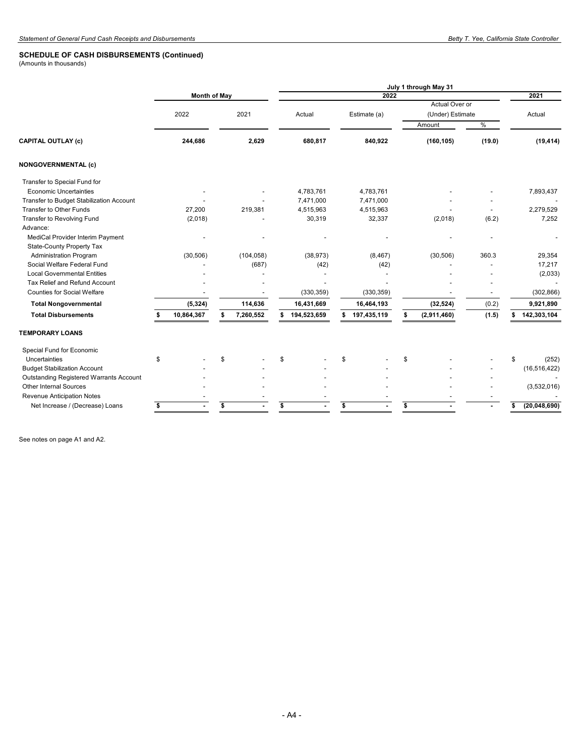## SCHEDULE OF CASH DISBURSEMENTS (Continued)

(Amounts in thousands)

| | Month of May | | July 1 through May 31 | | | | |
|---|---|---|---|---|---|---|---|
| | | | 2022 | | | | 2021 |
| | 2022 | 2021 | Actual | Estimate (a) | Actual Over or (Under) Estimate Amount | % | Actual |
| **CAPITAL OUTLAY (c)** | **244,686** | **2,629** | **680,817** | **840,922** | **(160,105)** | **(19.0)** | **(19,414)** |
| **NONGOVERNMENTAL (c)** | | | | | | | |
| Transfer to Special Fund for Economic Uncertainties | - | - | 4,783,761 | 4,783,761 | - | - | 7,893,437 |
| Transfer to Budget Stabilization Account | - | - | 7,471,000 | 7,471,000 | - | - | - |
| Transfer to Other Funds | 27,200 | 219,381 | 4,515,963 | 4,515,963 | - | - | 2,279,529 |
| Transfer to Revolving Fund | (2,018) | - | 30,319 | 32,337 | (2,018) | (6.2) | 7,252 |
| Advance: | | | | | | | |
| MediCal Provider Interim Payment | - | - | - | - | - | - | - |
| State-County Property Tax Administration Program | (30,506) | (104,058) | (38,973) | (8,467) | (30,506) | 360.3 | 29,354 |
| Social Welfare Federal Fund | - | (687) | (42) | (42) | - | - | 17,217 |
| Local Governmental Entities | - | - | - | - | - | - | (2,033) |
| Tax Relief and Refund Account | - | - | - | - | - | - | - |
| Counties for Social Welfare | - | - | (330,359) | (330,359) | - | - | (302,866) |
| **Total Nongovernmental** | **(5,324)** | **114,636** | **16,431,669** | **16,464,193** | **(32,524)** | **(0.2)** | **9,921,890** |
| **Total Disbursements** | **$ 10,864,367** | **$ 7,260,552** | **$ 194,523,659** | **$ 197,435,119** | **$ (2,911,460)** | **(1.5)** | **$ 142,303,104** |
| **TEMPORARY LOANS** | | | | | | | |
| Special Fund for Economic Uncertainties | $ - | $ - | $ - | $ - | $ - | - | $ (252) |
| Budget Stabilization Account | - | - | - | - | - | - | (16,516,422) |
| Outstanding Registered Warrants Account | - | - | - | - | - | - | - |
| Other Internal Sources | - | - | - | - | - | - | (3,532,016) |
| Revenue Anticipation Notes | - | - | - | - | - | - | - |
| Net Increase / (Decrease) Loans | **$ -** | **$ -** | **$ -** | **$ -** | **$ -** | **-** | **$ (20,048,690)** |

See notes on page A1 and A2.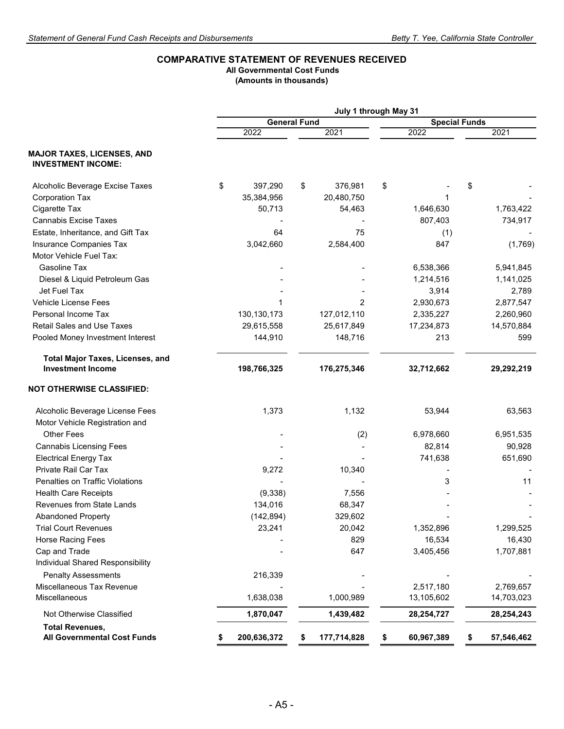## COMPARATIVE STATEMENT OF REVENUES RECEIVED

**All Governmental Cost Funds**
**(Amounts in thousands)**

| | July 1 through May 31 | | | |
|---|---|---|---|---|
| | General Fund | | Special Funds | |
| | 2022 | 2021 | 2022 | 2021 |
| **MAJOR TAXES, LICENSES, AND INVESTMENT INCOME:** | | | | |
| Alcoholic Beverage Excise Taxes | $ 397,290 | $ 376,981 | $ - | $ - |
| Corporation Tax | 35,384,956 | 20,480,750 | 1 | - |
| Cigarette Tax | 50,713 | 54,463 | 1,646,630 | 1,763,422 |
| Cannabis Excise Taxes | - | - | 807,403 | 734,917 |
| Estate, Inheritance, and Gift Tax | 64 | 75 | (1) | - |
| Insurance Companies Tax | 3,042,660 | 2,584,400 | 847 | (1,769) |
| Motor Vehicle Fuel Tax: | | | | |
| Gasoline Tax | - | - | 6,538,366 | 5,941,845 |
| Diesel & Liquid Petroleum Gas | - | - | 1,214,516 | 1,141,025 |
| Jet Fuel Tax | - | - | 3,914 | 2,789 |
| Vehicle License Fees | 1 | 2 | 2,930,673 | 2,877,547 |
| Personal Income Tax | 130,130,173 | 127,012,110 | 2,335,227 | 2,260,960 |
| Retail Sales and Use Taxes | 29,615,558 | 25,617,849 | 17,234,873 | 14,570,884 |
| Pooled Money Investment Interest | 144,910 | 148,716 | 213 | 599 |
| **Total Major Taxes, Licenses, and Investment Income** | **198,766,325** | **176,275,346** | **32,712,662** | **29,292,219** |
| **NOT OTHERWISE CLASSIFIED:** | | | | |
| Alcoholic Beverage License Fees | 1,373 | 1,132 | 53,944 | 63,563 |
| Motor Vehicle Registration and Other Fees | - | (2) | 6,978,660 | 6,951,535 |
| Cannabis Licensing Fees | - | - | 82,814 | 90,928 |
| Electrical Energy Tax | - | - | 741,638 | 651,690 |
| Private Rail Car Tax | 9,272 | 10,340 | - | - |
| Penalties on Traffic Violations | - | - | 3 | 11 |
| Health Care Receipts | (9,338) | 7,556 | - | - |
| Revenues from State Lands | 134,016 | 68,347 | - | - |
| Abandoned Property | (142,894) | 329,602 | - | - |
| Trial Court Revenues | 23,241 | 20,042 | 1,352,896 | 1,299,525 |
| Horse Racing Fees | - | 829 | 16,534 | 16,430 |
| Cap and Trade | - | 647 | 3,405,456 | 1,707,881 |
| Individual Shared Responsibility Penalty Assessments | 216,339 | - | - | - |
| Miscellaneous Tax Revenue | - | - | 2,517,180 | 2,769,657 |
| Miscellaneous | 1,638,038 | 1,000,989 | 13,105,602 | 14,703,023 |
| Not Otherwise Classified | **1,870,047** | **1,439,482** | **28,254,727** | **28,254,243** |
| **Total Revenues, All Governmental Cost Funds** | **$ 200,636,372** | **$ 177,714,828** | **$ 60,967,389** | **$ 57,546,462** |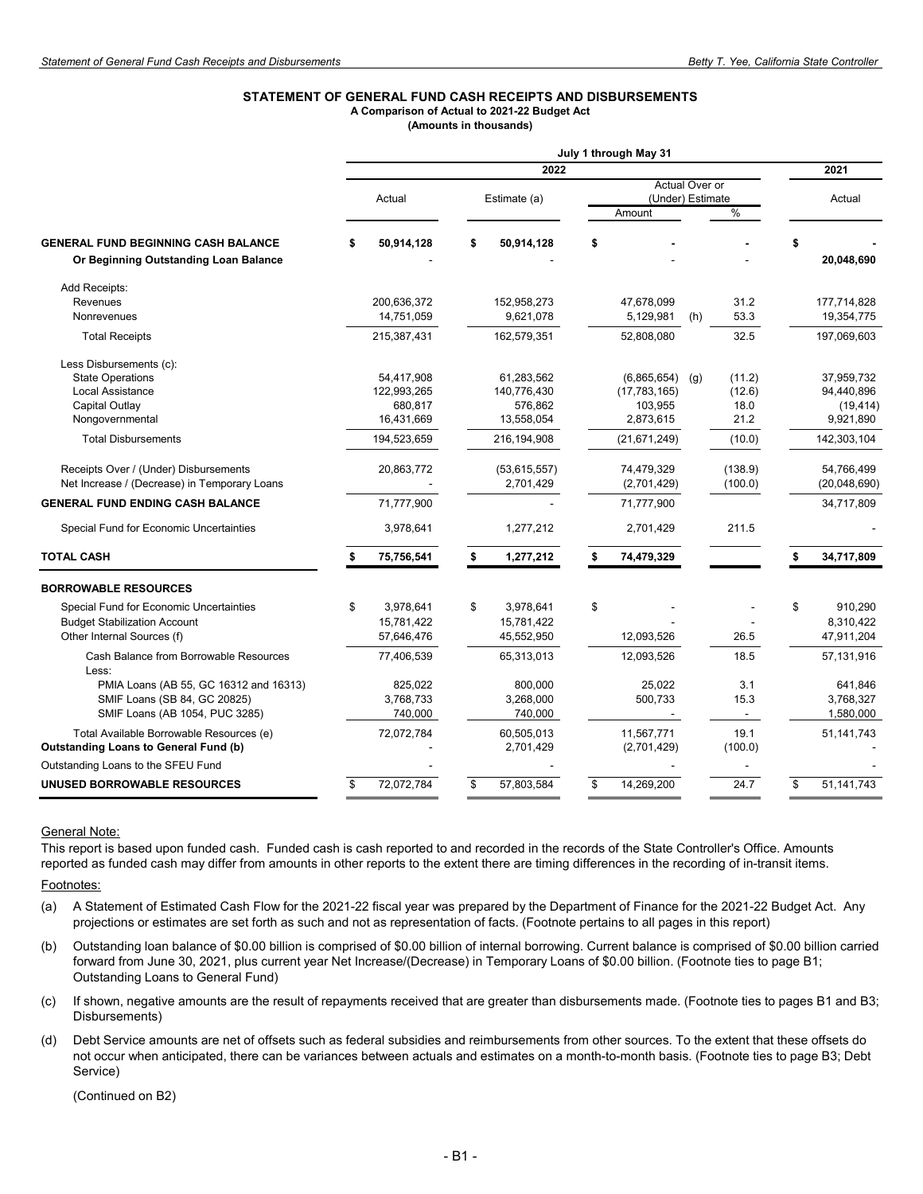## STATEMENT OF GENERAL FUND CASH RECEIPTS AND DISBURSEMENTS

**A Comparison of Actual to 2021-22 Budget Act**

**(Amounts in thousands)**

| | July 1 through May 31 | | | | | |
|---|---|---|---|---|---|---|
| | 2022 | | | | | 2021 |
| | Actual | Estimate (a) | Actual Over or (Under) Estimate | | | Actual |
| | | | Amount | | % | |
| **GENERAL FUND BEGINNING CASH BALANCE** | **$ 50,914,128** | **$ 50,914,128** | **$ -** | | **-** | **$ -** |
| **Or Beginning Outstanding Loan Balance** | - | - | - | | - | **20,048,690** |
| Add Receipts: | | | | | | |
| Revenues | 200,636,372 | 152,958,273 | 47,678,099 | | 31.2 | 177,714,828 |
| Nonrevenues | 14,751,059 | 9,621,078 | 5,129,981 | (h) | 53.3 | 19,354,775 |
| Total Receipts | 215,387,431 | 162,579,351 | 52,808,080 | | 32.5 | 197,069,603 |
| Less Disbursements (c): | | | | | | |
| State Operations | 54,417,908 | 61,283,562 | (6,865,654) | (g) | (11.2) | 37,959,732 |
| Local Assistance | 122,993,265 | 140,776,430 | (17,783,165) | | (12.6) | 94,440,896 |
| Capital Outlay | 680,817 | 576,862 | 103,955 | | 18.0 | (19,414) |
| Nongovernmental | 16,431,669 | 13,558,054 | 2,873,615 | | 21.2 | 9,921,890 |
| Total Disbursements | 194,523,659 | 216,194,908 | (21,671,249) | | (10.0) | 142,303,104 |
| Receipts Over / (Under) Disbursements | 20,863,772 | (53,615,557) | 74,479,329 | | (138.9) | 54,766,499 |
| Net Increase / (Decrease) in Temporary Loans | - | 2,701,429 | (2,701,429) | | (100.0) | (20,048,690) |
| **GENERAL FUND ENDING CASH BALANCE** | 71,777,900 | - | 71,777,900 | | | 34,717,809 |
| Special Fund for Economic Uncertainties | 3,978,641 | 1,277,212 | 2,701,429 | | 211.5 | - |
| **TOTAL CASH** | **$ 75,756,541** | **$ 1,277,212** | **$ 74,479,329** | | | **$ 34,717,809** |
| **BORROWABLE RESOURCES** | | | | | | |
| Special Fund for Economic Uncertainties | $ 3,978,641 | $ 3,978,641 | $ - | | - | $ 910,290 |
| Budget Stabilization Account | 15,781,422 | 15,781,422 | - | | - | 8,310,422 |
| Other Internal Sources (f) | 57,646,476 | 45,552,950 | 12,093,526 | | 26.5 | 47,911,204 |
| Cash Balance from Borrowable Resources | 77,406,539 | 65,313,013 | 12,093,526 | | 18.5 | 57,131,916 |
| Less: | | | | | | |
| PMIA Loans (AB 55, GC 16312 and 16313) | 825,022 | 800,000 | 25,022 | | 3.1 | 641,846 |
| SMIF Loans (SB 84, GC 20825) | 3,768,733 | 3,268,000 | 500,733 | | 15.3 | 3,768,327 |
| SMIF Loans (AB 1054, PUC 3285) | 740,000 | 740,000 | - | | - | 1,580,000 |
| Total Available Borrowable Resources (e) | 72,072,784 | 60,505,013 | 11,567,771 | | 19.1 | 51,141,743 |
| **Outstanding Loans to General Fund (b)** | - | 2,701,429 | (2,701,429) | | (100.0) | - |
| Outstanding Loans to the SFEU Fund | - | - | - | | - | - |
| **UNUSED BORROWABLE RESOURCES** | $ 72,072,784 | $ 57,803,584 | $ 14,269,200 | | 24.7 | $ 51,141,743 |

General Note:

This report is based upon funded cash. Funded cash is cash reported to and recorded in the records of the State Controller's Office. Amounts reported as funded cash may differ from amounts in other reports to the extent there are timing differences in the recording of in-transit items.

Footnotes:

(a) A Statement of Estimated Cash Flow for the 2021-22 fiscal year was prepared by the Department of Finance for the 2021-22 Budget Act. Any projections or estimates are set forth as such and not as representation of facts. (Footnote pertains to all pages in this report)

(b) Outstanding loan balance of $0.00 billion is comprised of $0.00 billion of internal borrowing. Current balance is comprised of $0.00 billion carried forward from June 30, 2021, plus current year Net Increase/(Decrease) in Temporary Loans of $0.00 billion. (Footnote ties to page B1; Outstanding Loans to General Fund)

(c) If shown, negative amounts are the result of repayments received that are greater than disbursements made. (Footnote ties to pages B1 and B3; Disbursements)

(d) Debt Service amounts are net of offsets such as federal subsidies and reimbursements from other sources. To the extent that these offsets do not occur when anticipated, there can be variances between actuals and estimates on a month-to-month basis. (Footnote ties to page B3; Debt Service)

(Continued on B2)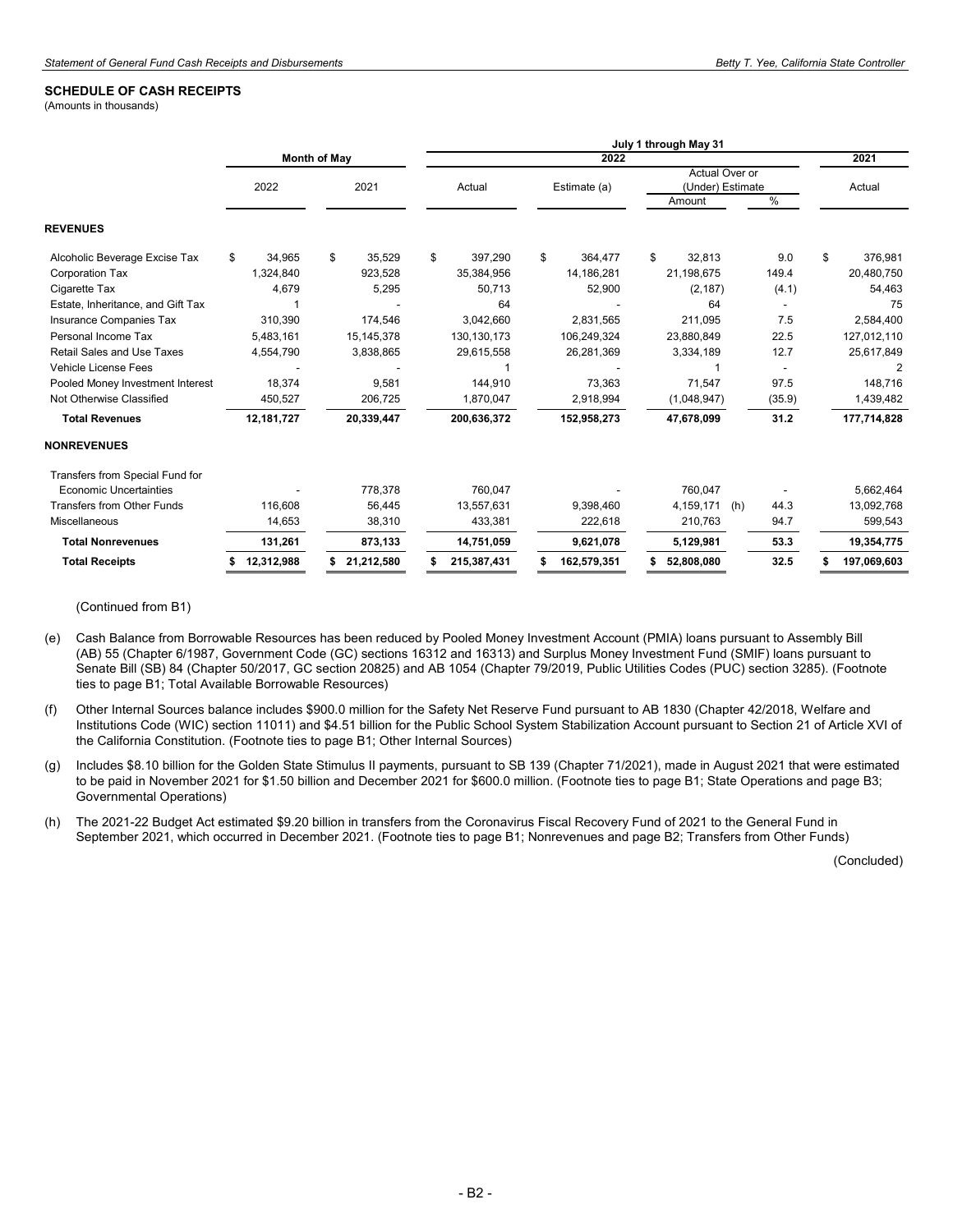## SCHEDULE OF CASH RECEIPTS

(Amounts in thousands)

| | Month of May | | July 1 through May 31 | | | | | |
|---|---|---|---|---|---|---|---|---|
| | | | 2022 | | | | | 2021 |
| | 2022 | 2021 | Actual | Estimate (a) | Actual Over or (Under) Estimate Amount | | % | Actual |
| **REVENUES** | | | | | | | | |
| Alcoholic Beverage Excise Tax | $ 34,965 | $ 35,529 | $ 397,290 | $ 364,477 | $ 32,813 | | 9.0 | $ 376,981 |
| Corporation Tax | 1,324,840 | 923,528 | 35,384,956 | 14,186,281 | 21,198,675 | | 149.4 | 20,480,750 |
| Cigarette Tax | 4,679 | 5,295 | 50,713 | 52,900 | (2,187) | | (4.1) | 54,463 |
| Estate, Inheritance, and Gift Tax | 1 | - | 64 | - | 64 | | - | 75 |
| Insurance Companies Tax | 310,390 | 174,546 | 3,042,660 | 2,831,565 | 211,095 | | 7.5 | 2,584,400 |
| Personal Income Tax | 5,483,161 | 15,145,378 | 130,130,173 | 106,249,324 | 23,880,849 | | 22.5 | 127,012,110 |
| Retail Sales and Use Taxes | 4,554,790 | 3,838,865 | 29,615,558 | 26,281,369 | 3,334,189 | | 12.7 | 25,617,849 |
| Vehicle License Fees | - | - | 1 | - | 1 | | - | 2 |
| Pooled Money Investment Interest | 18,374 | 9,581 | 144,910 | 73,363 | 71,547 | | 97.5 | 148,716 |
| Not Otherwise Classified | 450,527 | 206,725 | 1,870,047 | 2,918,994 | (1,048,947) | | (35.9) | 1,439,482 |
| **Total Revenues** | **12,181,727** | **20,339,447** | **200,636,372** | **152,958,273** | **47,678,099** | | **31.2** | **177,714,828** |
| **NONREVENUES** | | | | | | | | |
| Transfers from Special Fund for Economic Uncertainties | - | 778,378 | 760,047 | - | 760,047 | | - | 5,662,464 |
| Transfers from Other Funds | 116,608 | 56,445 | 13,557,631 | 9,398,460 | 4,159,171 | (h) | 44.3 | 13,092,768 |
| Miscellaneous | 14,653 | 38,310 | 433,381 | 222,618 | 210,763 | | 94.7 | 599,543 |
| **Total Nonrevenues** | **131,261** | **873,133** | **14,751,059** | **9,621,078** | **5,129,981** | | **53.3** | **19,354,775** |
| **Total Receipts** | **$ 12,312,988** | **$ 21,212,580** | **$ 215,387,431** | **$ 162,579,351** | **$ 52,808,080** | | **32.5** | **$ 197,069,603** |

(Continued from B1)

(e) Cash Balance from Borrowable Resources has been reduced by Pooled Money Investment Account (PMIA) loans pursuant to Assembly Bill (AB) 55 (Chapter 6/1987, Government Code (GC) sections 16312 and 16313) and Surplus Money Investment Fund (SMIF) loans pursuant to Senate Bill (SB) 84 (Chapter 50/2017, GC section 20825) and AB 1054 (Chapter 79/2019, Public Utilities Codes (PUC) section 3285). (Footnote ties to page B1; Total Available Borrowable Resources)

(f) Other Internal Sources balance includes $900.0 million for the Safety Net Reserve Fund pursuant to AB 1830 (Chapter 42/2018, Welfare and Institutions Code (WIC) section 11011) and $4.51 billion for the Public School System Stabilization Account pursuant to Section 21 of Article XVI of the California Constitution. (Footnote ties to page B1; Other Internal Sources)

(g) Includes $8.10 billion for the Golden State Stimulus II payments, pursuant to SB 139 (Chapter 71/2021), made in August 2021 that were estimated to be paid in November 2021 for $1.50 billion and December 2021 for $600.0 million. (Footnote ties to page B1; State Operations and page B3; Governmental Operations)

(h) The 2021-22 Budget Act estimated $9.20 billion in transfers from the Coronavirus Fiscal Recovery Fund of 2021 to the General Fund in September 2021, which occurred in December 2021. (Footnote ties to page B1; Nonrevenues and page B2; Transfers from Other Funds)

(Concluded)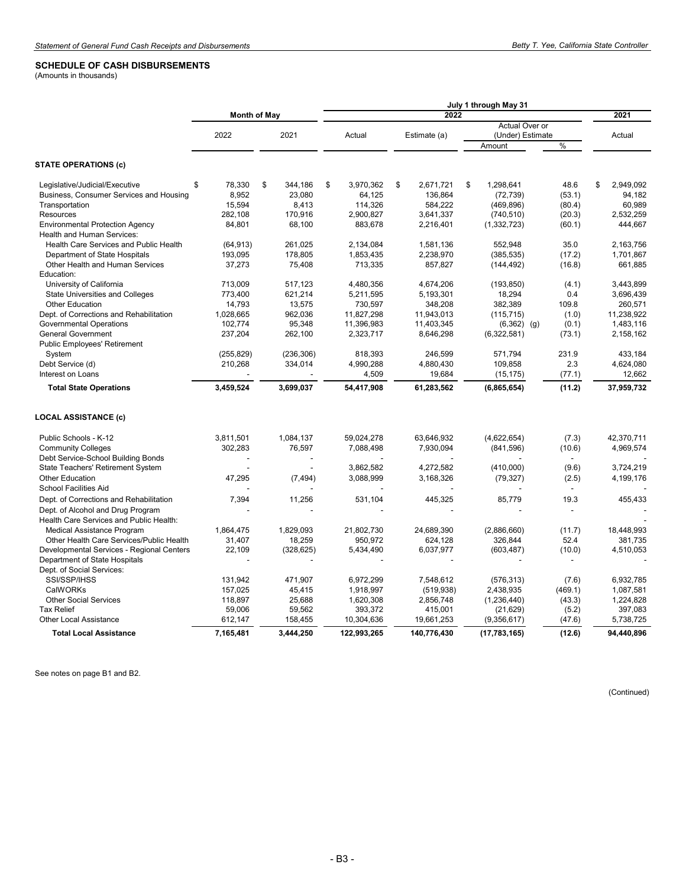## SCHEDULE OF CASH DISBURSEMENTS

(Amounts in thousands)

| | Month of May | | July 1 through May 31 | | | | |
|---|---|---|---|---|---|---|---|
| | | | 2022 | | | | 2021 |
| | 2022 | 2021 | Actual | Estimate (a) | Actual Over or (Under) Estimate | | Actual |
| | | | | | Amount | % | |
| **STATE OPERATIONS (c)** | | | | | | | |
| Legislative/Judicial/Executive | $ 78,330 | $ 344,186 | $ 3,970,362 | $ 2,671,721 | $ 1,298,641 | 48.6 | $ 2,949,092 |
| Business, Consumer Services and Housing | 8,952 | 23,080 | 64,125 | 136,864 | (72,739) | (53.1) | 94,182 |
| Transportation | 15,594 | 8,413 | 114,326 | 584,222 | (469,896) | (80.4) | 60,989 |
| Resources | 282,108 | 170,916 | 2,900,827 | 3,641,337 | (740,510) | (20.3) | 2,532,259 |
| Environmental Protection Agency | 84,801 | 68,100 | 883,678 | 2,216,401 | (1,332,723) | (60.1) | 444,667 |
| Health and Human Services: | | | | | | | |
| Health Care Services and Public Health | (64,913) | 261,025 | 2,134,084 | 1,581,136 | 552,948 | 35.0 | 2,163,756 |
| Department of State Hospitals | 193,095 | 178,805 | 1,853,435 | 2,238,970 | (385,535) | (17.2) | 1,701,867 |
| Other Health and Human Services | 37,273 | 75,408 | 713,335 | 857,827 | (144,492) | (16.8) | 661,885 |
| Education: | | | | | | | |
| University of California | 713,009 | 517,123 | 4,480,356 | 4,674,206 | (193,850) | (4.1) | 3,443,899 |
| State Universities and Colleges | 773,400 | 621,214 | 5,211,595 | 5,193,301 | 18,294 | 0.4 | 3,696,439 |
| Other Education | 14,793 | 13,575 | 730,597 | 348,208 | 382,389 | 109.8 | 260,571 |
| Dept. of Corrections and Rehabilitation | 1,028,665 | 962,036 | 11,827,298 | 11,943,013 | (115,715) | (1.0) | 11,238,922 |
| Governmental Operations | 102,774 | 95,348 | 11,396,983 | 11,403,345 | (6,362) (g) | (0.1) | 1,483,116 |
| General Government | 237,204 | 262,100 | 2,323,717 | 8,646,298 | (6,322,581) | (73.1) | 2,158,162 |
| Public Employees' Retirement System | (255,829) | (236,306) | 818,393 | 246,599 | 571,794 | 231.9 | 433,184 |
| Debt Service (d) | 210,268 | 334,014 | 4,990,288 | 4,880,430 | 109,858 | 2.3 | 4,624,080 |
| Interest on Loans | - | - | 4,509 | 19,684 | (15,175) | (77.1) | 12,662 |
| **Total State Operations** | **3,459,524** | **3,699,037** | **54,417,908** | **61,283,562** | **(6,865,654)** | **(11.2)** | **37,959,732** |
| **LOCAL ASSISTANCE (c)** | | | | | | | |
| Public Schools - K-12 | 3,811,501 | 1,084,137 | 59,024,278 | 63,646,932 | (4,622,654) | (7.3) | 42,370,711 |
| Community Colleges | 302,283 | 76,597 | 7,088,498 | 7,930,094 | (841,596) | (10.6) | 4,969,574 |
| Debt Service-School Building Bonds | - | - | - | - | - | - | - |
| State Teachers' Retirement System | - | - | 3,862,582 | 4,272,582 | (410,000) | (9.6) | 3,724,219 |
| Other Education | 47,295 | (7,494) | 3,088,999 | 3,168,326 | (79,327) | (2.5) | 4,199,176 |
| School Facilities Aid | - | - | - | - | - | - | - |
| Dept. of Corrections and Rehabilitation | 7,394 | 11,256 | 531,104 | 445,325 | 85,779 | 19.3 | 455,433 |
| Dept. of Alcohol and Drug Program | - | - | - | - | - | - | - |
| Health Care Services and Public Health: | | | | | | | - |
| Medical Assistance Program | 1,864,475 | 1,829,093 | 21,802,730 | 24,689,390 | (2,886,660) | (11.7) | 18,448,993 |
| Other Health Care Services/Public Health | 31,407 | 18,259 | 950,972 | 624,128 | 326,844 | 52.4 | 381,735 |
| Developmental Services - Regional Centers | 22,109 | (328,625) | 5,434,490 | 6,037,977 | (603,487) | (10.0) | 4,510,053 |
| Department of State Hospitals | - | - | - | - | - | - | - |
| Dept. of Social Services: | | | | | | | |
| SSI/SSP/IHSS | 131,942 | 471,907 | 6,972,299 | 7,548,612 | (576,313) | (7.6) | 6,932,785 |
| CalWORKs | 157,025 | 45,415 | 1,918,997 | (519,938) | 2,438,935 | (469.1) | 1,087,581 |
| Other Social Services | 118,897 | 25,688 | 1,620,308 | 2,856,748 | (1,236,440) | (43.3) | 1,224,828 |
| Tax Relief | 59,006 | 59,562 | 393,372 | 415,001 | (21,629) | (5.2) | 397,083 |
| Other Local Assistance | 612,147 | 158,455 | 10,304,636 | 19,661,253 | (9,356,617) | (47.6) | 5,738,725 |
| **Total Local Assistance** | **7,165,481** | **3,444,250** | **122,993,265** | **140,776,430** | **(17,783,165)** | **(12.6)** | **94,440,896** |

See notes on page B1 and B2.

(Continued)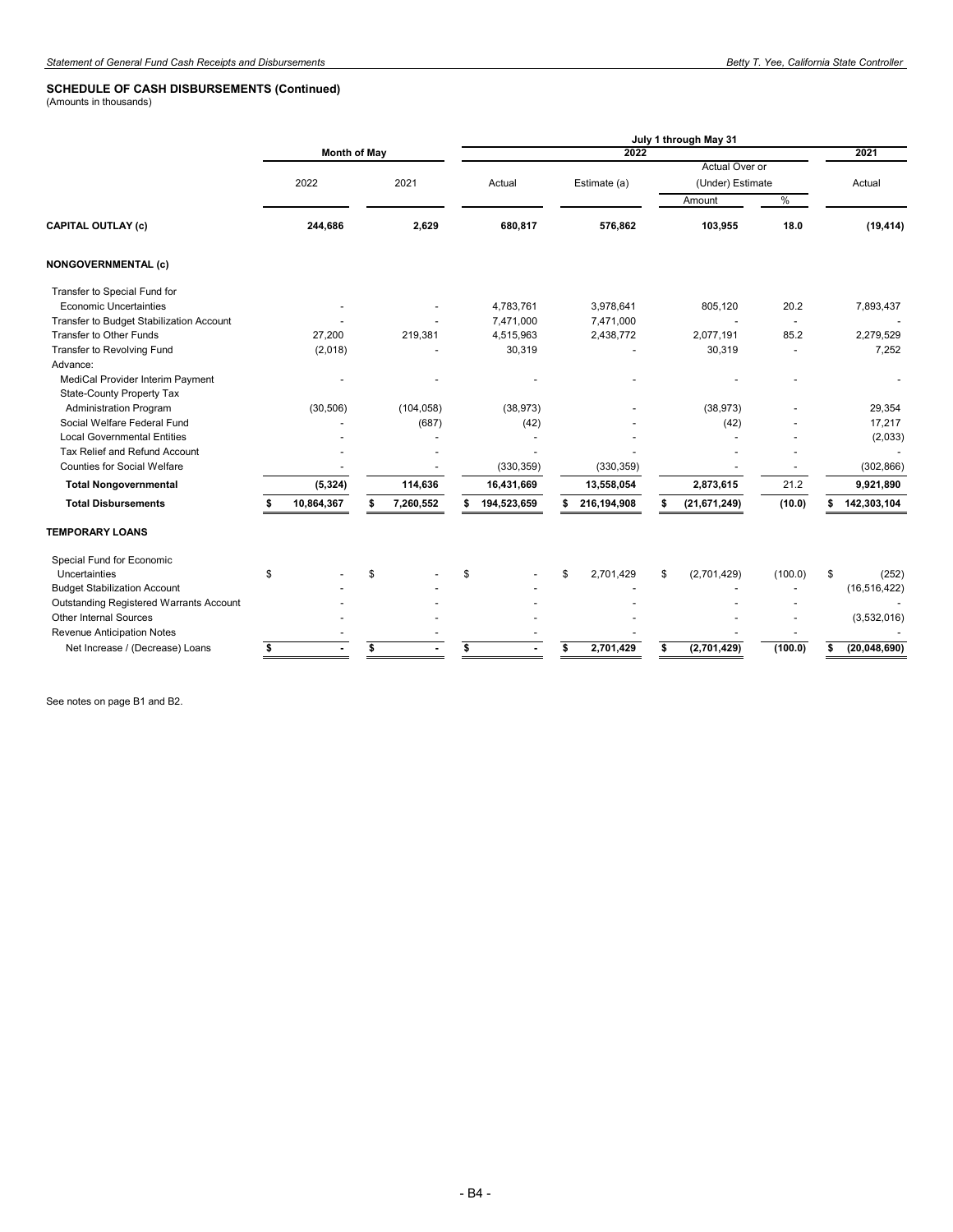**SCHEDULE OF CASH DISBURSEMENTS (Continued)**
(Amounts in thousands)

| | Month of May | | July 1 through May 31 | | | | |
|---|---|---|---|---|---|---|---|
| | | | 2022 | | | | 2021 |
| | 2022 | 2021 | Actual | Estimate (a) | Actual Over or (Under) Estimate Amount | % | Actual |
| **CAPITAL OUTLAY (c)** | **244,686** | **2,629** | **680,817** | **576,862** | **103,955** | **18.0** | **(19,414)** |
| **NONGOVERNMENTAL (c)** | | | | | | | |
| Transfer to Special Fund for Economic Uncertainties | - | - | 4,783,761 | 3,978,641 | 805,120 | 20.2 | 7,893,437 |
| Transfer to Budget Stabilization Account | - | - | 7,471,000 | 7,471,000 | - | - | - |
| Transfer to Other Funds | 27,200 | 219,381 | 4,515,963 | 2,438,772 | 2,077,191 | 85.2 | 2,279,529 |
| Transfer to Revolving Fund | (2,018) | - | 30,319 | - | 30,319 | - | 7,252 |
| Advance: | | | | | | | |
| MediCal Provider Interim Payment | - | - | - | - | - | - | - |
| State-County Property Tax Administration Program | (30,506) | (104,058) | (38,973) | - | (38,973) | - | 29,354 |
| Social Welfare Federal Fund | - | (687) | (42) | - | (42) | - | 17,217 |
| Local Governmental Entities | - | - | - | - | - | - | (2,033) |
| Tax Relief and Refund Account | - | - | - | - | - | - | - |
| Counties for Social Welfare | - | - | (330,359) | (330,359) | - | - | (302,866) |
| **Total Nongovernmental** | **(5,324)** | **114,636** | **16,431,669** | **13,558,054** | **2,873,615** | 21.2 | **9,921,890** |
| **Total Disbursements** | **$ 10,864,367** | **$ 7,260,552** | **$ 194,523,659** | **$ 216,194,908** | **$ (21,671,249)** | **(10.0)** | **$ 142,303,104** |
| **TEMPORARY LOANS** | | | | | | | |
| Special Fund for Economic Uncertainties | $ - | $ - | $ - | $ 2,701,429 | $ (2,701,429) | (100.0) | $ (252) |
| Budget Stabilization Account | - | - | - | - | - | - | (16,516,422) |
| Outstanding Registered Warrants Account | - | - | - | - | - | - | - |
| Other Internal Sources | - | - | - | - | - | - | (3,532,016) |
| Revenue Anticipation Notes | - | - | - | - | - | - | - |
| Net Increase / (Decrease) Loans | **$ -** | **$ -** | **$ -** | **$ 2,701,429** | **$ (2,701,429)** | **(100.0)** | **$ (20,048,690)** |

See notes on page B1 and B2.